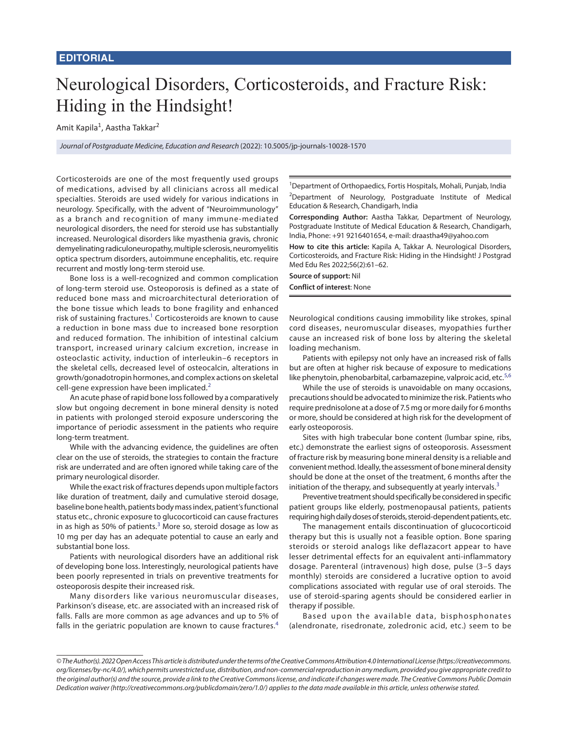EDITORIAL

# Neurological Disorders, Corticosteroids, and Fracture Risk: Hiding in the Hindsight!

Amit Kapila[1], Aastha Takkar[2]

*Journal of Postgraduate Medicine, Education and Research* (2022): 10.5005/jp-journals-10028-1570

[1]Department of Orthopaedics, Fortis Hospitals, Mohali, Punjab, India

[2]Department of Neurology, Postgraduate Institute of Medical Education & Research, Chandigarh, India

**Corresponding Author:** Aastha Takkar, Department of Neurology, Postgraduate Institute of Medical Education & Research, Chandigarh, India, Phone: +91 9216401654, e-mail: draastha49@yahoo.com

**How to cite this article:** Kapila A, Takkar A. Neurological Disorders, Corticosteroids, and Fracture Risk: Hiding in the Hindsight! J Postgrad Med Edu Res 2022;56(2):61–62.

**Source of support:** Nil

**Conflict of interest:** None

Corticosteroids are one of the most frequently used groups of medications, advised by all clinicians across all medical specialties. Steroids are used widely for various indications in neurology. Specifically, with the advent of "Neuroimmunology" as a branch and recognition of many immune-mediated neurological disorders, the need for steroid use has substantially increased. Neurological disorders like myasthenia gravis, chronic demyelinating radiculoneuropathy, multiple sclerosis, neuromyelitis optica spectrum disorders, autoimmune encephalitis, etc. require recurrent and mostly long-term steroid use.

Bone loss is a well-recognized and common complication of long-term steroid use. Osteoporosis is defined as a state of reduced bone mass and microarchitectural deterioration of the bone tissue which leads to bone fragility and enhanced risk of sustaining fractures.[1] Corticosteroids are known to cause a reduction in bone mass due to increased bone resorption and reduced formation. The inhibition of intestinal calcium transport, increased urinary calcium excretion, increase in osteoclastic activity, induction of interleukin–6 receptors in the skeletal cells, decreased level of osteocalcin, alterations in growth/gonadotropin hormones, and complex actions on skeletal cell-gene expression have been implicated.[2]

An acute phase of rapid bone loss followed by a comparatively slow but ongoing decrement in bone mineral density is noted in patients with prolonged steroid exposure underscoring the importance of periodic assessment in the patients who require long-term treatment.

While with the advancing evidence, the guidelines are often clear on the use of steroids, the strategies to contain the fracture risk are underrated and are often ignored while taking care of the primary neurological disorder.

While the exact risk of fractures depends upon multiple factors like duration of treatment, daily and cumulative steroid dosage, baseline bone health, patients body mass index, patient's functional status etc., chronic exposure to glucocorticoid can cause fractures in as high as 50% of patients.[3] More so, steroid dosage as low as 10 mg per day has an adequate potential to cause an early and substantial bone loss.

Patients with neurological disorders have an additional risk of developing bone loss. Interestingly, neurological patients have been poorly represented in trials on preventive treatments for osteoporosis despite their increased risk.

Many disorders like various neuromuscular diseases, Parkinson's disease, etc. are associated with an increased risk of falls. Falls are more common as age advances and up to 5% of falls in the geriatric population are known to cause fractures.[4] Neurological conditions causing immobility like strokes, spinal cord diseases, neuromuscular diseases, myopathies further cause an increased risk of bone loss by altering the skeletal loading mechanism.

Patients with epilepsy not only have an increased risk of falls but are often at higher risk because of exposure to medications like phenytoin, phenobarbital, carbamazepine, valproic acid, etc.[5,6]

While the use of steroids is unavoidable on many occasions, precautions should be advocated to minimize the risk. Patients who require prednisolone at a dose of 7.5 mg or more daily for 6 months or more, should be considered at high risk for the development of early osteoporosis.

Sites with high trabecular bone content (lumbar spine, ribs, etc.) demonstrate the earliest signs of osteoporosis. Assessment of fracture risk by measuring bone mineral density is a reliable and convenient method. Ideally, the assessment of bone mineral density should be done at the onset of the treatment, 6 months after the initiation of the therapy, and subsequently at yearly intervals.[3]

Preventive treatment should specifically be considered in specific patient groups like elderly, postmenopausal patients, patients requiring high daily doses of steroids, steroid-dependent patients, etc.

The management entails discontinuation of glucocorticoid therapy but this is usually not a feasible option. Bone sparing steroids or steroid analogs like deflazacort appear to have lesser detrimental effects for an equivalent anti-inflammatory dosage. Parenteral (intravenous) high dose, pulse (3–5 days monthly) steroids are considered a lucrative option to avoid complications associated with regular use of oral steroids. The use of steroid-sparing agents should be considered earlier in therapy if possible.

Based upon the available data, bisphosphonates (alendronate, risedronate, zoledronic acid, etc.) seem to be

*© The Author(s). 2022 Open Access This article is distributed under the terms of the Creative Commons Attribution 4.0 International License (https://creativecommons.org/licenses/by-nc/4.0/), which permits unrestricted use, distribution, and non-commercial reproduction in any medium, provided you give appropriate credit to the original author(s) and the source, provide a link to the Creative Commons license, and indicate if changes were made. The Creative Commons Public Domain Dedication waiver (http://creativecommons.org/publicdomain/zero/1.0/) applies to the data made available in this article, unless otherwise stated.*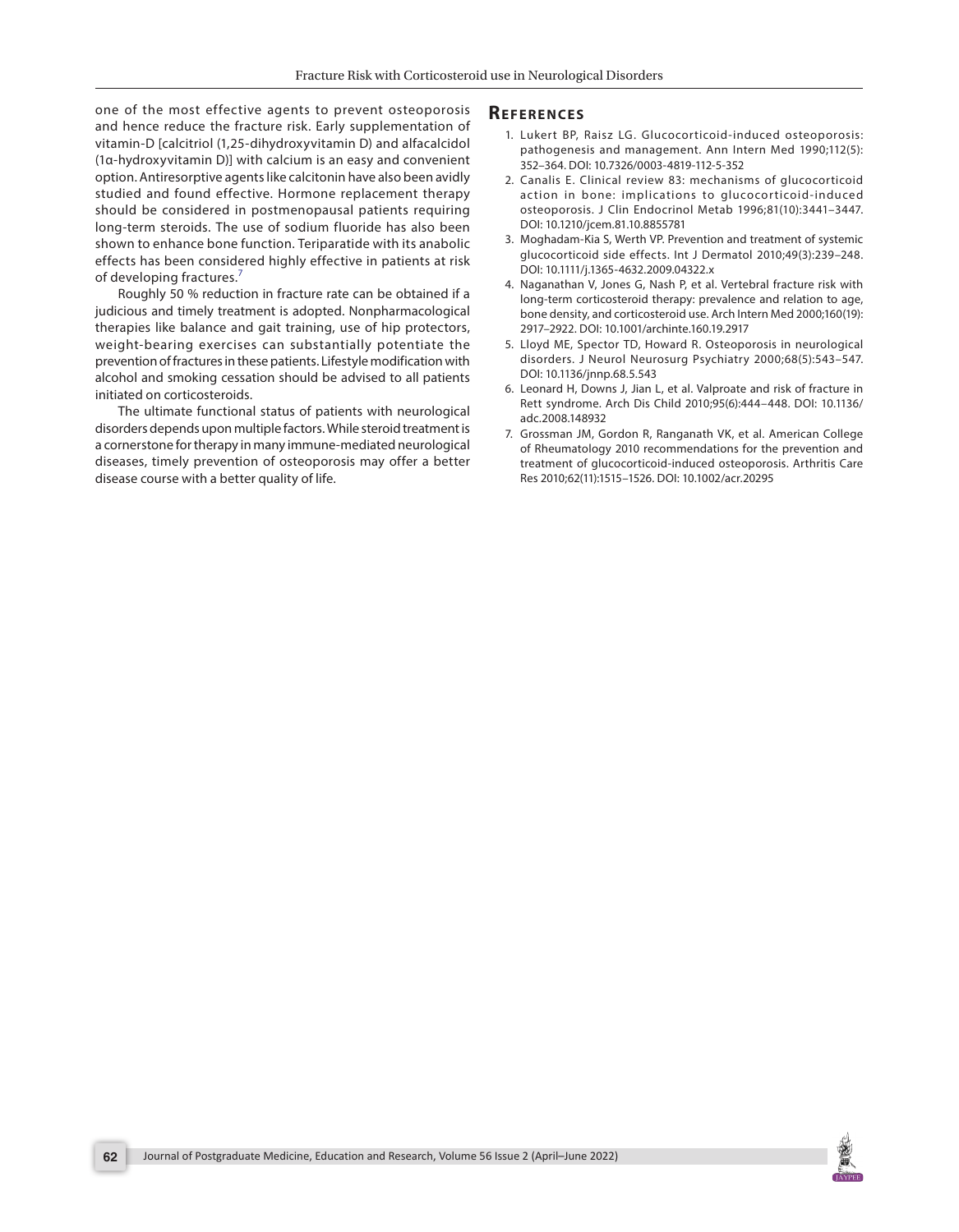one of the most effective agents to prevent osteoporosis and hence reduce the fracture risk. Early supplementation of vitamin-D [calcitriol (1,25-dihydroxyvitamin D) and alfacalcidol (1α-hydroxyvitamin D)] with calcium is an easy and convenient option. Antiresorptive agents like calcitonin have also been avidly studied and found effective. Hormone replacement therapy should be considered in postmenopausal patients requiring long-term steroids. The use of sodium fluoride has also been shown to enhance bone function. Teriparatide with its anabolic effects has been considered highly effective in patients at risk of developing fractures.[7]

Roughly 50 % reduction in fracture rate can be obtained if a judicious and timely treatment is adopted. Nonpharmacological therapies like balance and gait training, use of hip protectors, weight-bearing exercises can substantially potentiate the prevention of fractures in these patients. Lifestyle modification with alcohol and smoking cessation should be advised to all patients initiated on corticosteroids.

The ultimate functional status of patients with neurological disorders depends upon multiple factors. While steroid treatment is a cornerstone for therapy in many immune-mediated neurological diseases, timely prevention of osteoporosis may offer a better disease course with a better quality of life.

## References

1. Lukert BP, Raisz LG. Glucocorticoid-induced osteoporosis: pathogenesis and management. Ann Intern Med 1990;112(5): 352–364. DOI: 10.7326/0003-4819-112-5-352
2. Canalis E. Clinical review 83: mechanisms of glucocorticoid action in bone: implications to glucocorticoid-induced osteoporosis. J Clin Endocrinol Metab 1996;81(10):3441–3447. DOI: 10.1210/jcem.81.10.8855781
3. Moghadam-Kia S, Werth VP. Prevention and treatment of systemic glucocorticoid side effects. Int J Dermatol 2010;49(3):239–248. DOI: 10.1111/j.1365-4632.2009.04322.x
4. Naganathan V, Jones G, Nash P, et al. Vertebral fracture risk with long-term corticosteroid therapy: prevalence and relation to age, bone density, and corticosteroid use. Arch Intern Med 2000;160(19): 2917–2922. DOI: 10.1001/archinte.160.19.2917
5. Lloyd ME, Spector TD, Howard R. Osteoporosis in neurological disorders. J Neurol Neurosurg Psychiatry 2000;68(5):543–547. DOI: 10.1136/jnnp.68.5.543
6. Leonard H, Downs J, Jian L, et al. Valproate and risk of fracture in Rett syndrome. Arch Dis Child 2010;95(6):444–448. DOI: 10.1136/adc.2008.148932
7. Grossman JM, Gordon R, Ranganath VK, et al. American College of Rheumatology 2010 recommendations for the prevention and treatment of glucocorticoid-induced osteoporosis. Arthritis Care Res 2010;62(11):1515–1526. DOI: 10.1002/acr.20295